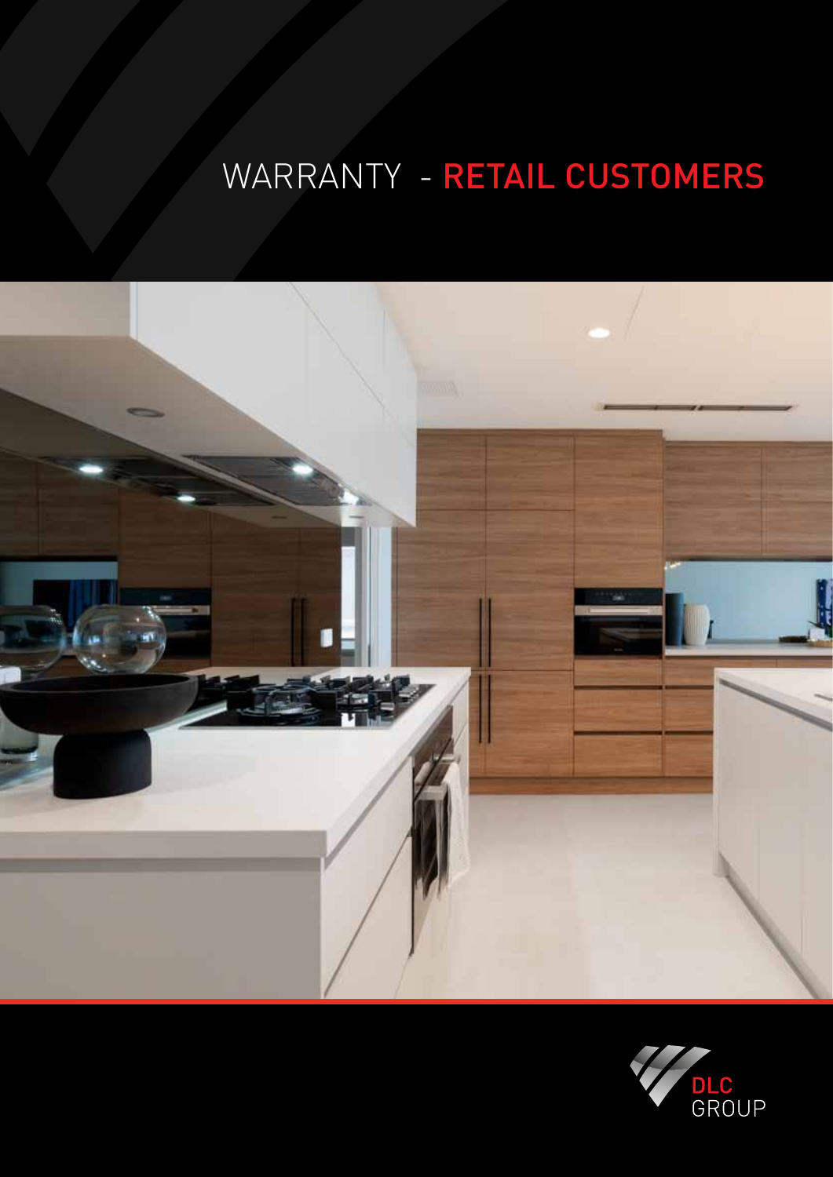# WARRANTY - RETAIL CUSTOMERS

DLC GROUP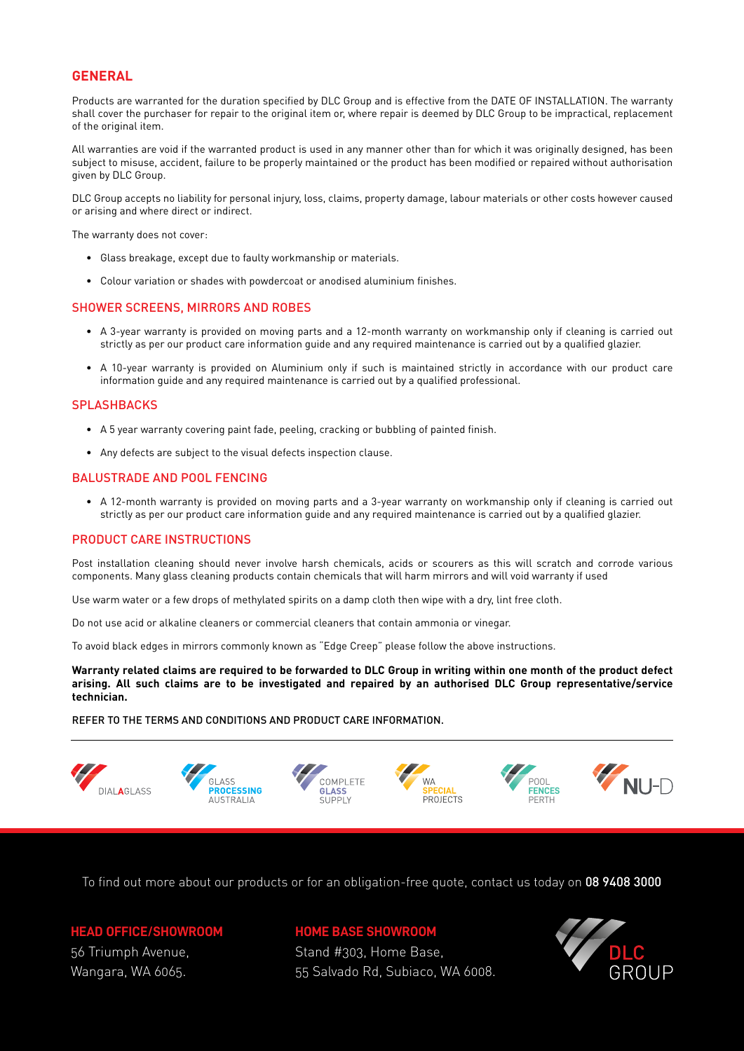## GENERAL

Products are warranted for the duration specified by DLC Group and is effective from the DATE OF INSTALLATION. The warranty shall cover the purchaser for repair to the original item or, where repair is deemed by DLC Group to be impractical, replacement of the original item.

All warranties are void if the warranted product is used in any manner other than for which it was originally designed, has been subject to misuse, accident, failure to be properly maintained or the product has been modified or repaired without authorisation given by DLC Group.

DLC Group accepts no liability for personal injury, loss, claims, property damage, labour materials or other costs however caused or arising and where direct or indirect.

The warranty does not cover:

- Glass breakage, except due to faulty workmanship or materials.
- Colour variation or shades with powdercoat or anodised aluminium finishes.

### SHOWER SCREENS, MIRRORS AND ROBES

- A 3-year warranty is provided on moving parts and a 12-month warranty on workmanship only if cleaning is carried out strictly as per our product care information guide and any required maintenance is carried out by a qualified glazier.
- A 10-year warranty is provided on Aluminium only if such is maintained strictly in accordance with our product care information guide and any required maintenance is carried out by a qualified professional.

### SPLASHBACKS

- A 5 year warranty covering paint fade, peeling, cracking or bubbling of painted finish.
- Any defects are subject to the visual defects inspection clause.

### BALUSTRADE AND POOL FENCING

- A 12-month warranty is provided on moving parts and a 3-year warranty on workmanship only if cleaning is carried out strictly as per our product care information guide and any required maintenance is carried out by a qualified glazier.

### PRODUCT CARE INSTRUCTIONS

Post installation cleaning should never involve harsh chemicals, acids or scourers as this will scratch and corrode various components. Many glass cleaning products contain chemicals that will harm mirrors and will void warranty if used

Use warm water or a few drops of methylated spirits on a damp cloth then wipe with a dry, lint free cloth.

Do not use acid or alkaline cleaners or commercial cleaners that contain ammonia or vinegar.

To avoid black edges in mirrors commonly known as "Edge Creep" please follow the above instructions.

**Warranty related claims are required to be forwarded to DLC Group in writing within one month of the product defect arising. All such claims are to be investigated and repaired by an authorised DLC Group representative/service technician.**

REFER TO THE TERMS AND CONDITIONS AND PRODUCT CARE INFORMATION.

DIALAGLASS | GLASS PROCESSING AUSTRALIA | COMPLETE GLASS SUPPLY | WA SPECIAL PROJECTS | POOL FENCES PERTH | NU-D

To find out more about our products or for an obligation-free quote, contact us today on **08 9408 3000**

**HEAD OFFICE/SHOWROOM**
56 Triumph Avenue,
Wangara, WA 6065.

**HOME BASE SHOWROOM**
Stand #303, Home Base,
55 Salvado Rd, Subiaco, WA 6008.

DLC GROUP